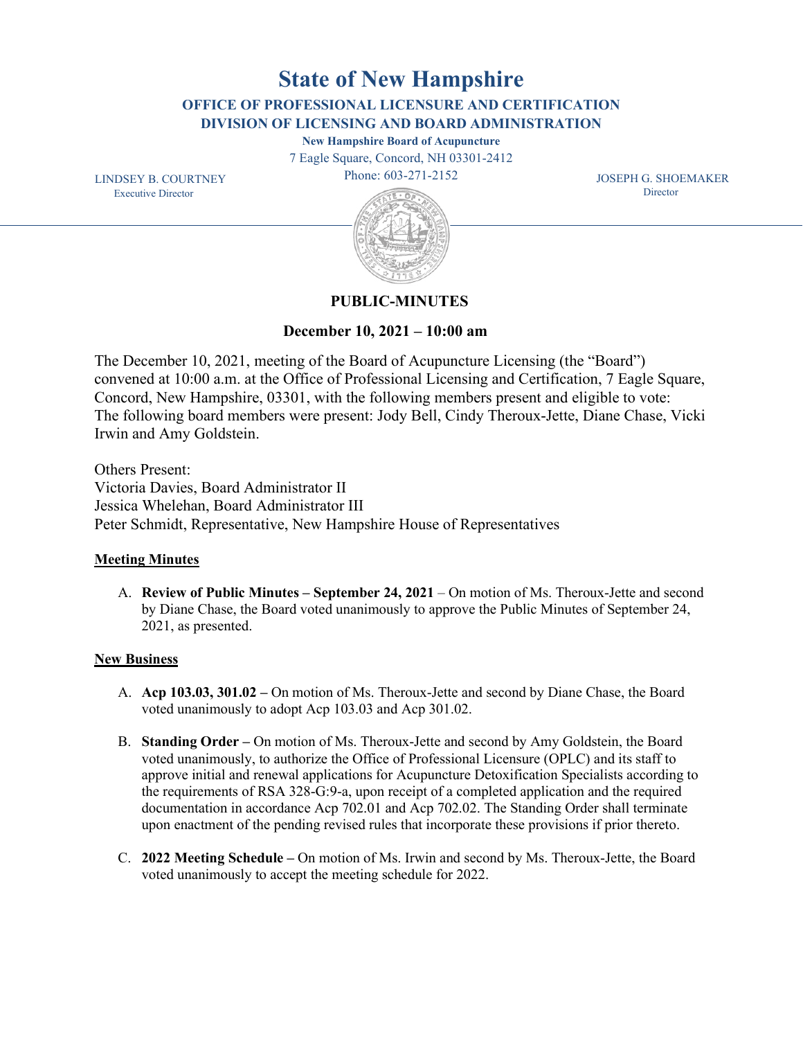# State of New Hampshire

**OFFICE OF PROFESSIONAL LICENSURE AND CERTIFICATION**
**DIVISION OF LICENSING AND BOARD ADMINISTRATION**

**New Hampshire Board of Acupuncture**
7 Eagle Square, Concord, NH 03301-2412
Phone: 603-271-2152

LINDSEY B. COURTNEY
Executive Director

JOSEPH G. SHOEMAKER
Director

## PUBLIC-MINUTES

**December 10, 2021 – 10:00 am**

The December 10, 2021, meeting of the Board of Acupuncture Licensing (the "Board") convened at 10:00 a.m. at the Office of Professional Licensing and Certification, 7 Eagle Square, Concord, New Hampshire, 03301, with the following members present and eligible to vote: The following board members were present: Jody Bell, Cindy Theroux-Jette, Diane Chase, Vicki Irwin and Amy Goldstein.

Others Present:
Victoria Davies, Board Administrator II
Jessica Whelehan, Board Administrator III
Peter Schmidt, Representative, New Hampshire House of Representatives

**Meeting Minutes**

A. **Review of Public Minutes – September 24, 2021** – On motion of Ms. Theroux-Jette and second by Diane Chase, the Board voted unanimously to approve the Public Minutes of September 24, 2021, as presented.

**New Business**

A. **Acp 103.03, 301.02 –** On motion of Ms. Theroux-Jette and second by Diane Chase, the Board voted unanimously to adopt Acp 103.03 and Acp 301.02.

B. **Standing Order –** On motion of Ms. Theroux-Jette and second by Amy Goldstein, the Board voted unanimously, to authorize the Office of Professional Licensure (OPLC) and its staff to approve initial and renewal applications for Acupuncture Detoxification Specialists according to the requirements of RSA 328-G:9-a, upon receipt of a completed application and the required documentation in accordance Acp 702.01 and Acp 702.02. The Standing Order shall terminate upon enactment of the pending revised rules that incorporate these provisions if prior thereto.

C. **2022 Meeting Schedule –** On motion of Ms. Irwin and second by Ms. Theroux-Jette, the Board voted unanimously to accept the meeting schedule for 2022.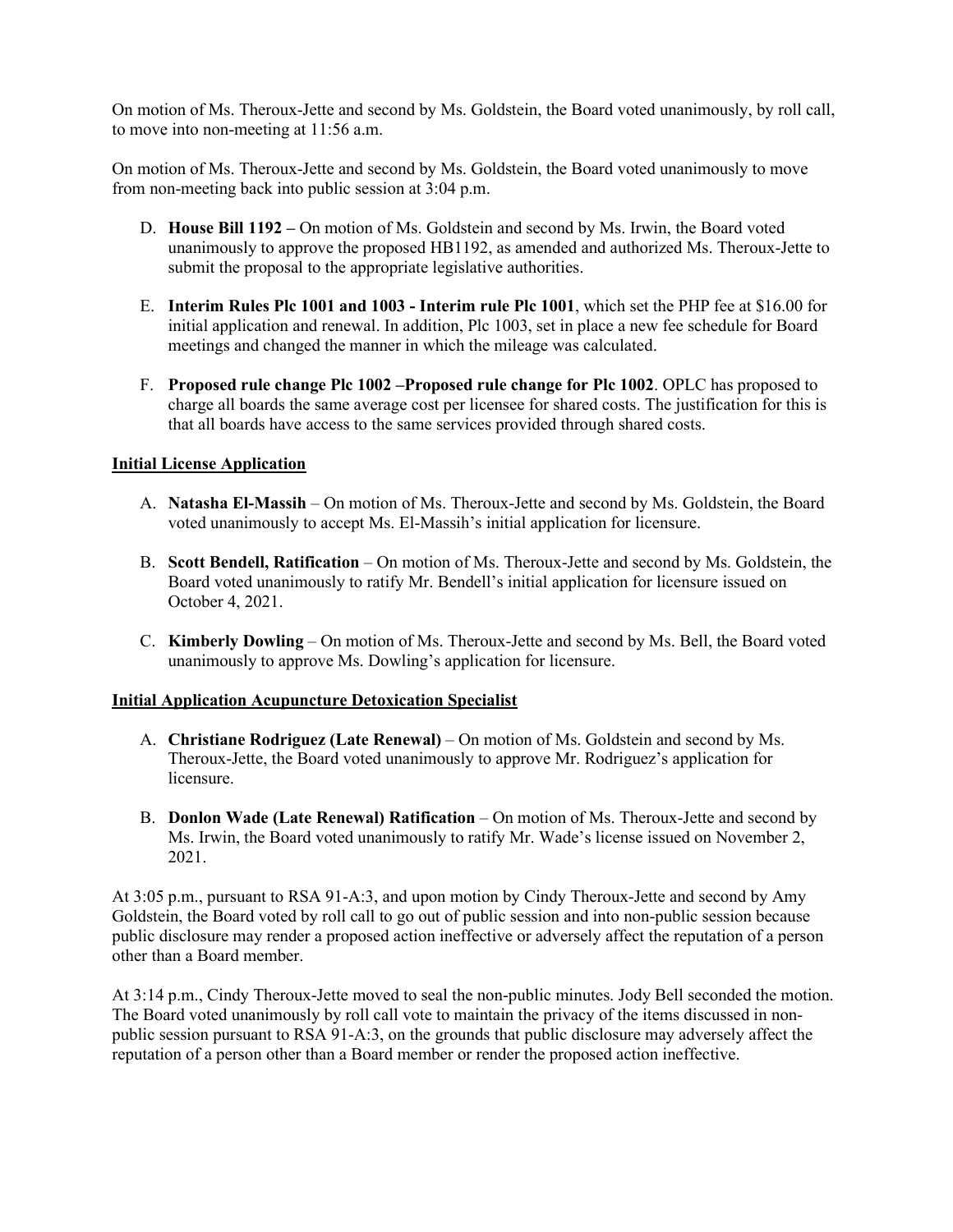On motion of Ms. Theroux-Jette and second by Ms. Goldstein, the Board voted unanimously, by roll call, to move into non-meeting at 11:56 a.m.

On motion of Ms. Theroux-Jette and second by Ms. Goldstein, the Board voted unanimously to move from non-meeting back into public session at 3:04 p.m.

D. **House Bill 1192 –** On motion of Ms. Goldstein and second by Ms. Irwin, the Board voted unanimously to approve the proposed HB1192, as amended and authorized Ms. Theroux-Jette to submit the proposal to the appropriate legislative authorities.

E. **Interim Rules Plc 1001 and 1003 - Interim rule Plc 1001**, which set the PHP fee at $16.00 for initial application and renewal. In addition, Plc 1003, set in place a new fee schedule for Board meetings and changed the manner in which the mileage was calculated.

F. **Proposed rule change Plc 1002 –Proposed rule change for Plc 1002**. OPLC has proposed to charge all boards the same average cost per licensee for shared costs. The justification for this is that all boards have access to the same services provided through shared costs.

**Initial License Application**

A. **Natasha El-Massih** – On motion of Ms. Theroux-Jette and second by Ms. Goldstein, the Board voted unanimously to accept Ms. El-Massih's initial application for licensure.

B. **Scott Bendell, Ratification** – On motion of Ms. Theroux-Jette and second by Ms. Goldstein, the Board voted unanimously to ratify Mr. Bendell's initial application for licensure issued on October 4, 2021.

C. **Kimberly Dowling** – On motion of Ms. Theroux-Jette and second by Ms. Bell, the Board voted unanimously to approve Ms. Dowling's application for licensure.

**Initial Application Acupuncture Detoxication Specialist**

A. **Christiane Rodriguez (Late Renewal)** – On motion of Ms. Goldstein and second by Ms. Theroux-Jette, the Board voted unanimously to approve Mr. Rodriguez's application for licensure.

B. **Donlon Wade (Late Renewal) Ratification** – On motion of Ms. Theroux-Jette and second by Ms. Irwin, the Board voted unanimously to ratify Mr. Wade's license issued on November 2, 2021.

At 3:05 p.m., pursuant to RSA 91-A:3, and upon motion by Cindy Theroux-Jette and second by Amy Goldstein, the Board voted by roll call to go out of public session and into non-public session because public disclosure may render a proposed action ineffective or adversely affect the reputation of a person other than a Board member.

At 3:14 p.m., Cindy Theroux-Jette moved to seal the non-public minutes. Jody Bell seconded the motion. The Board voted unanimously by roll call vote to maintain the privacy of the items discussed in non-public session pursuant to RSA 91-A:3, on the grounds that public disclosure may adversely affect the reputation of a person other than a Board member or render the proposed action ineffective.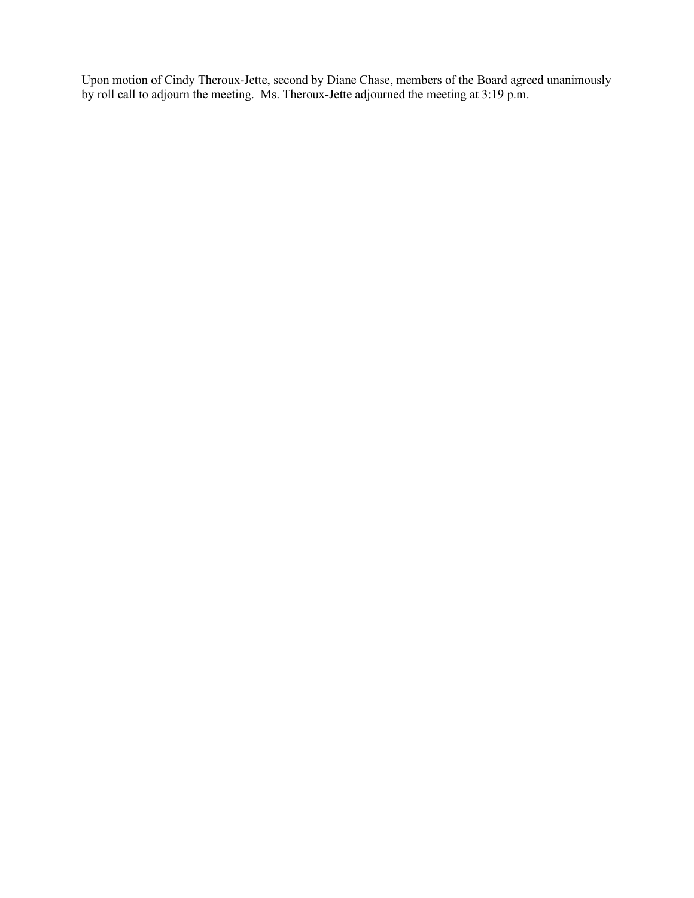Upon motion of Cindy Theroux-Jette, second by Diane Chase, members of the Board agreed unanimously by roll call to adjourn the meeting. Ms. Theroux-Jette adjourned the meeting at 3:19 p.m.